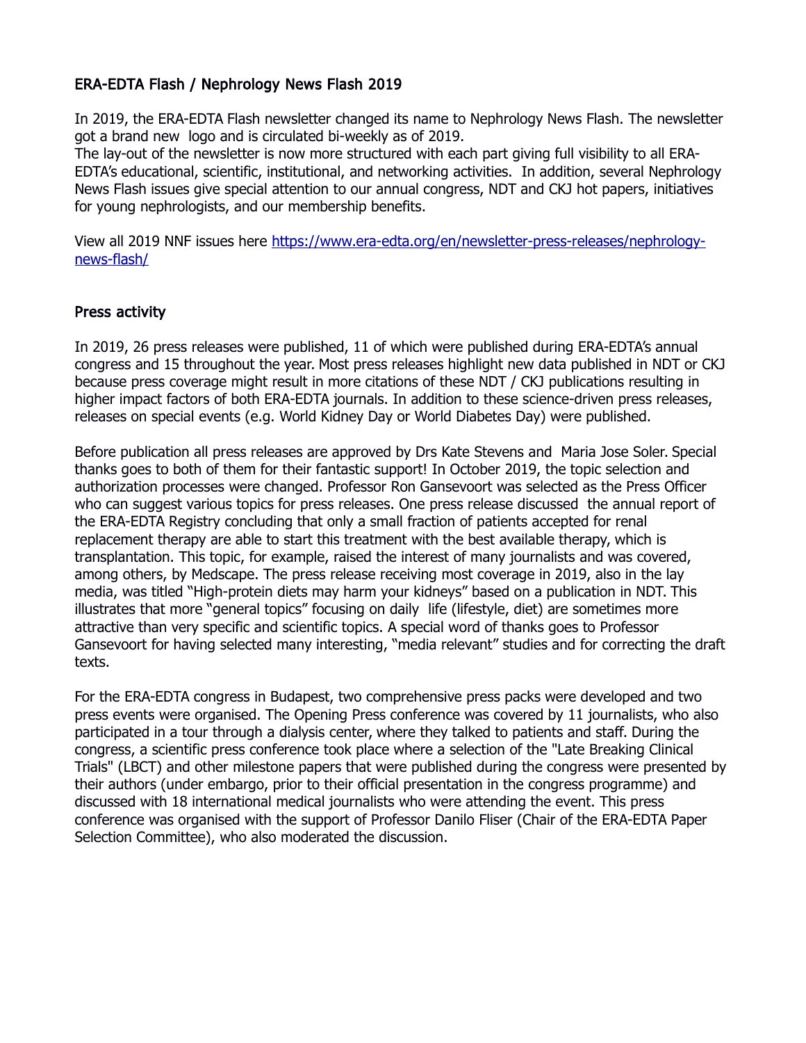## ERA-EDTA Flash / Nephrology News Flash 2019

In 2019, the ERA-EDTA Flash newsletter changed its name to Nephrology News Flash. The newsletter got a brand new logo and is circulated bi-weekly as of 2019.
The lay-out of the newsletter is now more structured with each part giving full visibility to all ERA-EDTA's educational, scientific, institutional, and networking activities. In addition, several Nephrology News Flash issues give special attention to our annual congress, NDT and CKJ hot papers, initiatives for young nephrologists, and our membership benefits.

View all 2019 NNF issues here [https://www.era-edta.org/en/newsletter-press-releases/nephrology-news-flash/](https://www.era-edta.org/en/newsletter-press-releases/nephrology-news-flash/)

## Press activity

In 2019, 26 press releases were published, 11 of which were published during ERA-EDTA's annual congress and 15 throughout the year. Most press releases highlight new data published in NDT or CKJ because press coverage might result in more citations of these NDT / CKJ publications resulting in higher impact factors of both ERA-EDTA journals. In addition to these science-driven press releases, releases on special events (e.g. World Kidney Day or World Diabetes Day) were published.

Before publication all press releases are approved by Drs Kate Stevens and Maria Jose Soler. Special thanks goes to both of them for their fantastic support! In October 2019, the topic selection and authorization processes were changed. Professor Ron Gansevoort was selected as the Press Officer who can suggest various topics for press releases. One press release discussed the annual report of the ERA-EDTA Registry concluding that only a small fraction of patients accepted for renal replacement therapy are able to start this treatment with the best available therapy, which is transplantation. This topic, for example, raised the interest of many journalists and was covered, among others, by Medscape. The press release receiving most coverage in 2019, also in the lay media, was titled "High-protein diets may harm your kidneys" based on a publication in NDT. This illustrates that more "general topics" focusing on daily life (lifestyle, diet) are sometimes more attractive than very specific and scientific topics. A special word of thanks goes to Professor Gansevoort for having selected many interesting, "media relevant" studies and for correcting the draft texts.

For the ERA-EDTA congress in Budapest, two comprehensive press packs were developed and two press events were organised. The Opening Press conference was covered by 11 journalists, who also participated in a tour through a dialysis center, where they talked to patients and staff. During the congress, a scientific press conference took place where a selection of the "Late Breaking Clinical Trials" (LBCT) and other milestone papers that were published during the congress were presented by their authors (under embargo, prior to their official presentation in the congress programme) and discussed with 18 international medical journalists who were attending the event. This press conference was organised with the support of Professor Danilo Fliser (Chair of the ERA-EDTA Paper Selection Committee), who also moderated the discussion.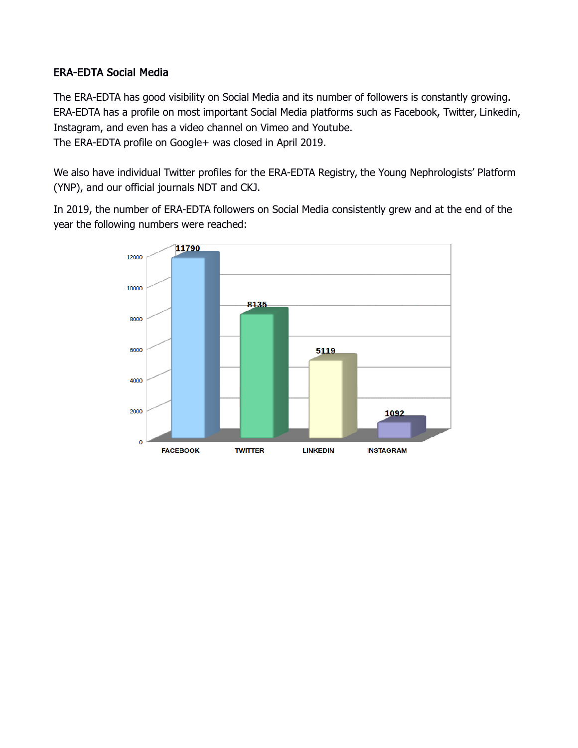## ERA-EDTA Social Media

The ERA-EDTA has good visibility on Social Media and its number of followers is constantly growing. ERA-EDTA has a profile on most important Social Media platforms such as Facebook, Twitter, Linkedin, Instagram, and even has a video channel on Vimeo and Youtube.
The ERA-EDTA profile on Google+ was closed in April 2019.

We also have individual Twitter profiles for the ERA-EDTA Registry, the Young Nephrologists' Platform (YNP), and our official journals NDT and CKJ.

In 2019, the number of ERA-EDTA followers on Social Media consistently grew and at the end of the year the following numbers were reached:

| FACEBOOK | TWITTER | LINKEDIN | INSTAGRAM |
|---|---|---|---|
| 11790 | 8135 | 5119 | 1092 |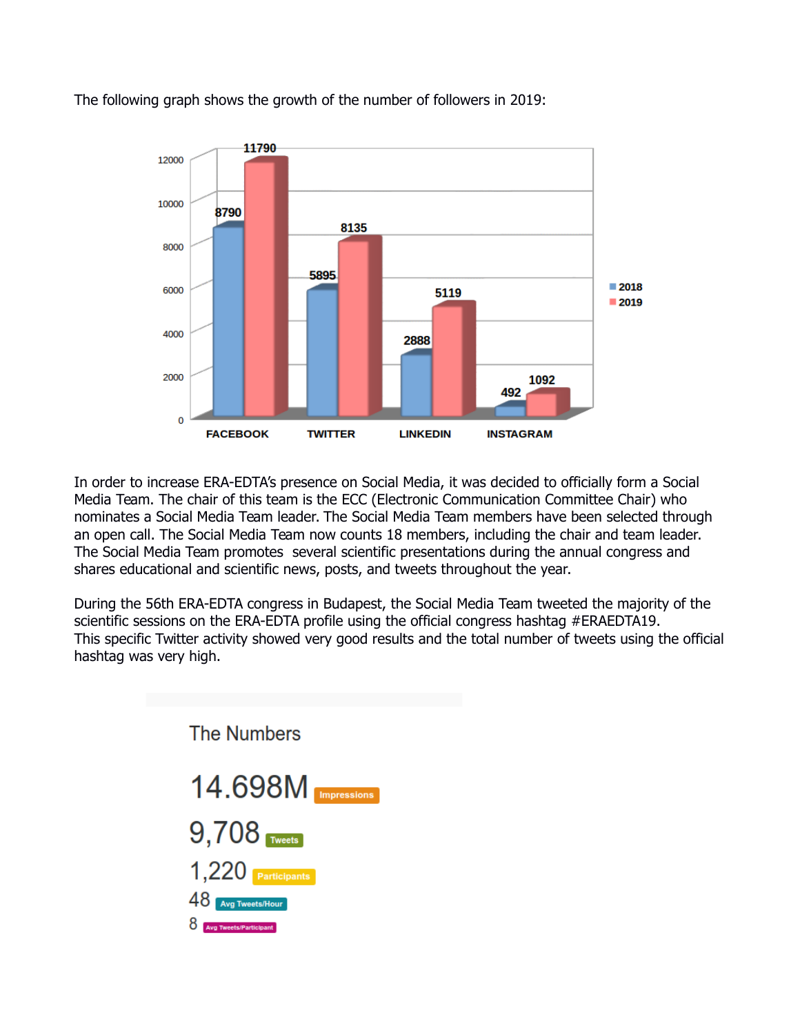The following graph shows the growth of the number of followers in 2019:

| | 2018 | 2019 |
|---|---|---|
| FACEBOOK | 8790 | 11790 |
| TWITTER | 5895 | 8135 |
| LINKEDIN | 2888 | 5119 |
| INSTAGRAM | 492 | 1092 |

In order to increase ERA-EDTA's presence on Social Media, it was decided to officially form a Social Media Team. The chair of this team is the ECC (Electronic Communication Committee Chair) who nominates a Social Media Team leader. The Social Media Team members have been selected through an open call. The Social Media Team now counts 18 members, including the chair and team leader. The Social Media Team promotes several scientific presentations during the annual congress and shares educational and scientific news, posts, and tweets throughout the year.

During the 56th ERA-EDTA congress in Budapest, the Social Media Team tweeted the majority of the scientific sessions on the ERA-EDTA profile using the official congress hashtag #ERAEDTA19. This specific Twitter activity showed very good results and the total number of tweets using the official hashtag was very high.

## The Numbers

- 14.698M Impressions
- 9,708 Tweets
- 1,220 Participants
- 48 Avg Tweets/Hour
- 8 Avg Tweets/Participant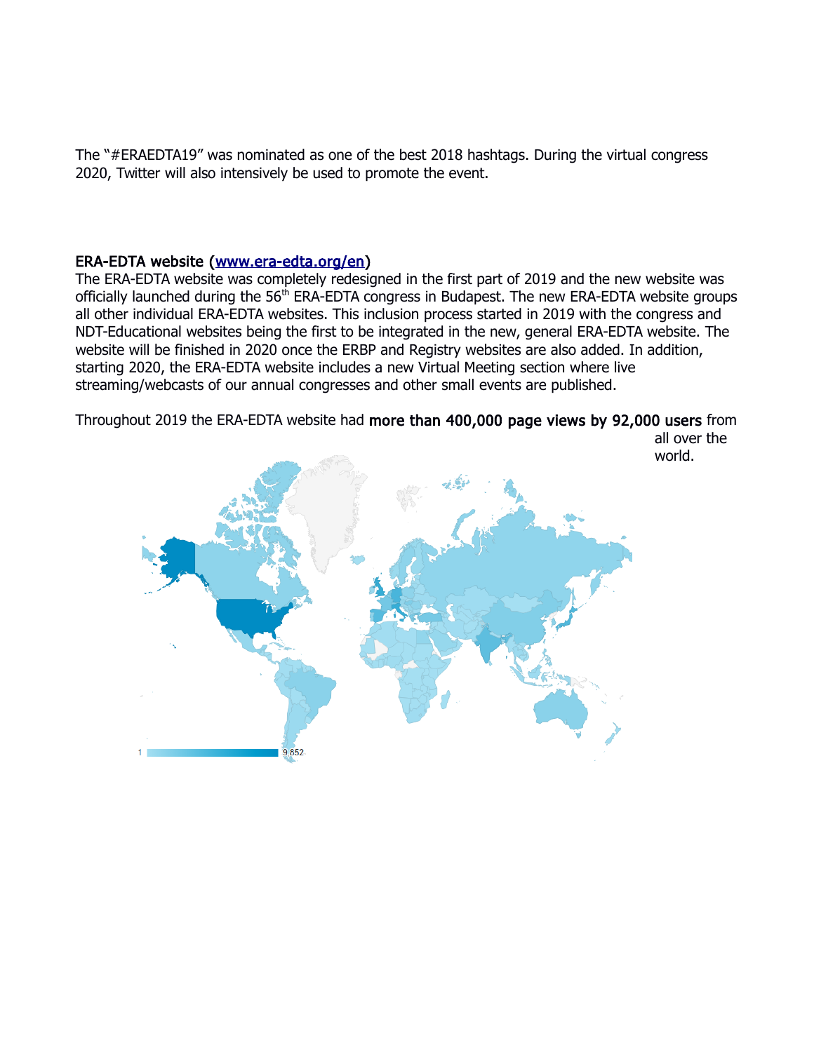The "#ERAEDTA19" was nominated as one of the best 2018 hashtags. During the virtual congress 2020, Twitter will also intensively be used to promote the event.

**ERA-EDTA website ([www.era-edta.org/en](www.era-edta.org/en))**

The ERA-EDTA website was completely redesigned in the first part of 2019 and the new website was officially launched during the 56th ERA-EDTA congress in Budapest. The new ERA-EDTA website groups all other individual ERA-EDTA websites. This inclusion process started in 2019 with the congress and NDT-Educational websites being the first to be integrated in the new, general ERA-EDTA website. The website will be finished in 2020 once the ERBP and Registry websites are also added. In addition, starting 2020, the ERA-EDTA website includes a new Virtual Meeting section where live streaming/webcasts of our annual congresses and other small events are published.

Throughout 2019 the ERA-EDTA website had **more than 400,000 page views by 92,000 users** from all over the world.

1

9,852